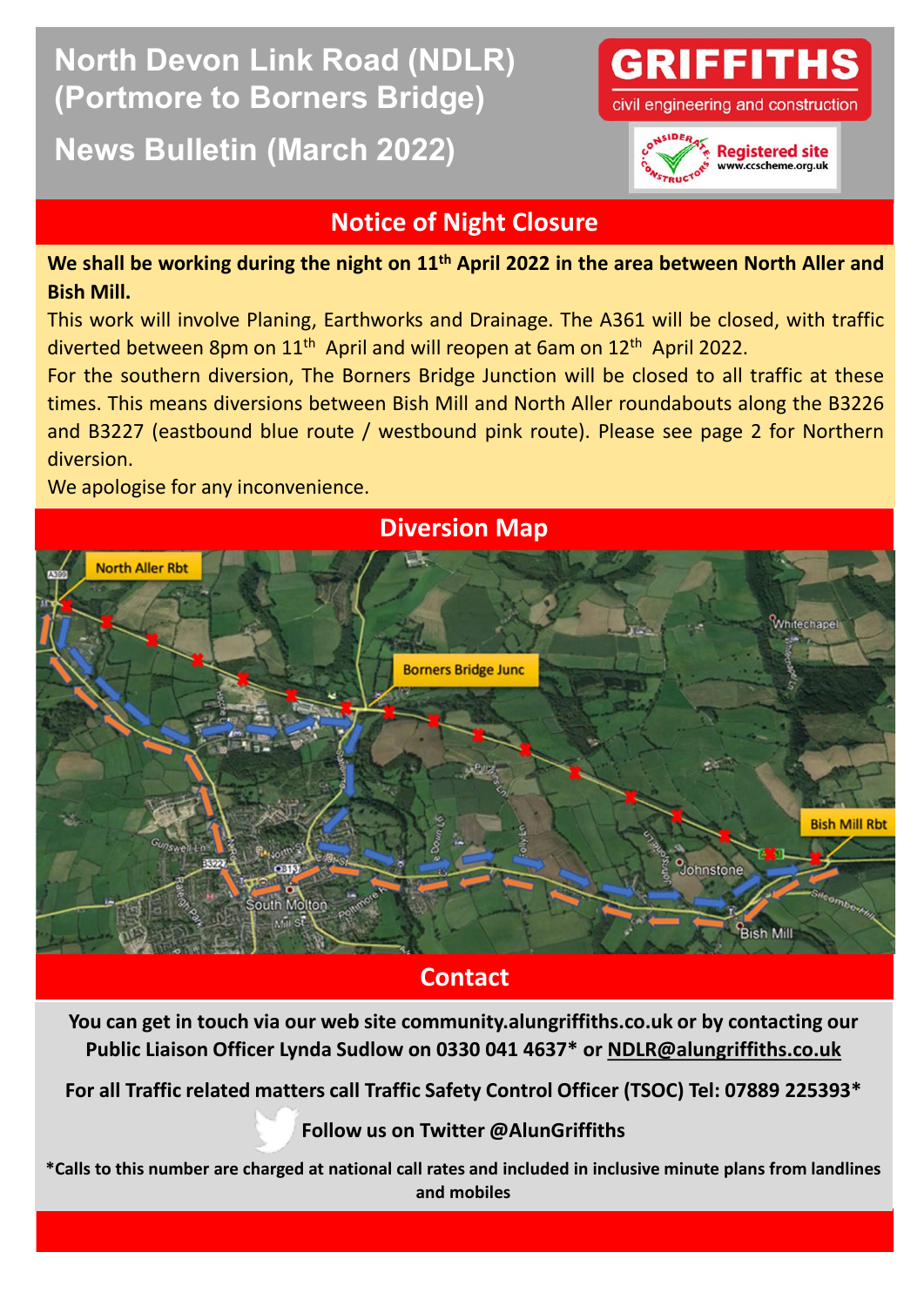# North Devon Link Road (NDLR) (Portmore to Borners Bridge)

## News Bulletin (March 2022)

GRIFFITHS civil engineering and construction

Considerate Constructors Registered site www.ccscheme.org.uk

## Notice of Night Closure

**We shall be working during the night on 11th April 2022 in the area between North Aller and Bish Mill.**

This work will involve Planing, Earthworks and Drainage. The A361 will be closed, with traffic diverted between 8pm on 11th April and will reopen at 6am on 12th April 2022.

For the southern diversion, The Borners Bridge Junction will be closed to all traffic at these times. This means diversions between Bish Mill and North Aller roundabouts along the B3226 and B3227 (eastbound blue route / westbound pink route). Please see page 2 for Northern diversion.

We apologise for any inconvenience.

## Diversion Map

North Aller Rbt

Borners Bridge Junc

Bish Mill Rbt

## Contact

**You can get in touch via our web site community.alungriffiths.co.uk or by contacting our Public Liaison Officer Lynda Sudlow on 0330 041 4637* or NDLR@alungriffiths.co.uk**

**For all Traffic related matters call Traffic Safety Control Officer (TSOC) Tel: 07889 225393***

**Follow us on Twitter @AlunGriffiths**

***Calls to this number are charged at national call rates and included in inclusive minute plans from landlines and mobiles**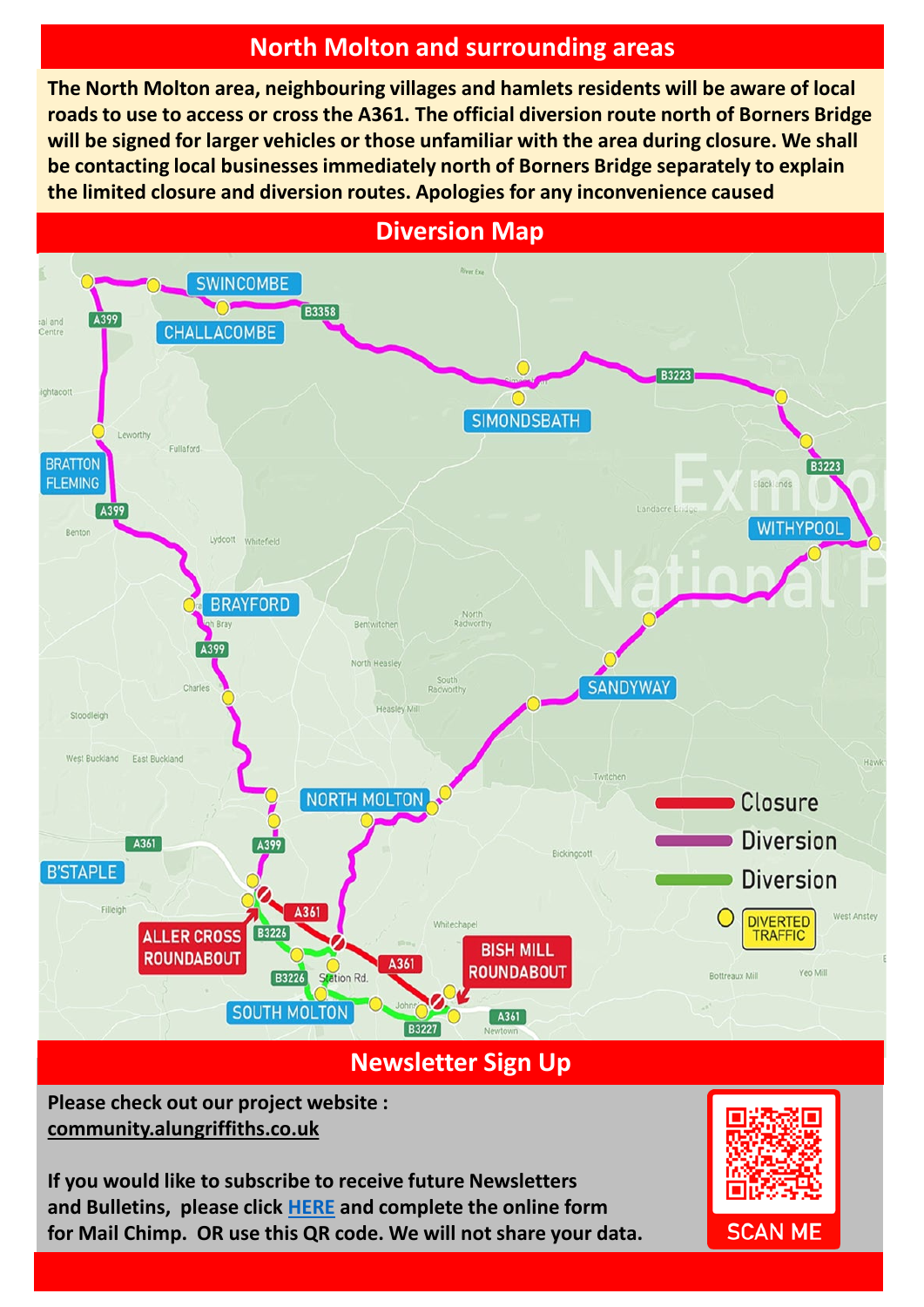## North Molton and surrounding areas

**The North Molton area, neighbouring villages and hamlets residents will be aware of local roads to use to access or cross the A361. The official diversion route north of Borners Bridge will be signed for larger vehicles or those unfamiliar with the area during closure. We shall be contacting local businesses immediately north of Borners Bridge separately to explain the limited closure and diversion routes. Apologies for any inconvenience caused**

## Diversion Map

SWINCOMBE
CHALLACOMBE
B3358
A399
SIMONDSBATH
B3223
BRATTON FLEMING
WITHYPOOL
BRAYFORD
SANDYWAY
NORTH MOLTON
A361
B'STAPLE
ALLER CROSS ROUNDABOUT
B3226
BISH MILL ROUNDABOUT
SOUTH MOLTON
B3227
Station Rd.

Closure
Diversion
Diversion
DIVERTED TRAFFIC

## Newsletter Sign Up

**Please check out our project website :**
**community.alungriffiths.co.uk**

**If you would like to subscribe to receive future Newsletters and Bulletins, please click HERE and complete the online form for Mail Chimp. OR use this QR code. We will not share your data.**

SCAN ME